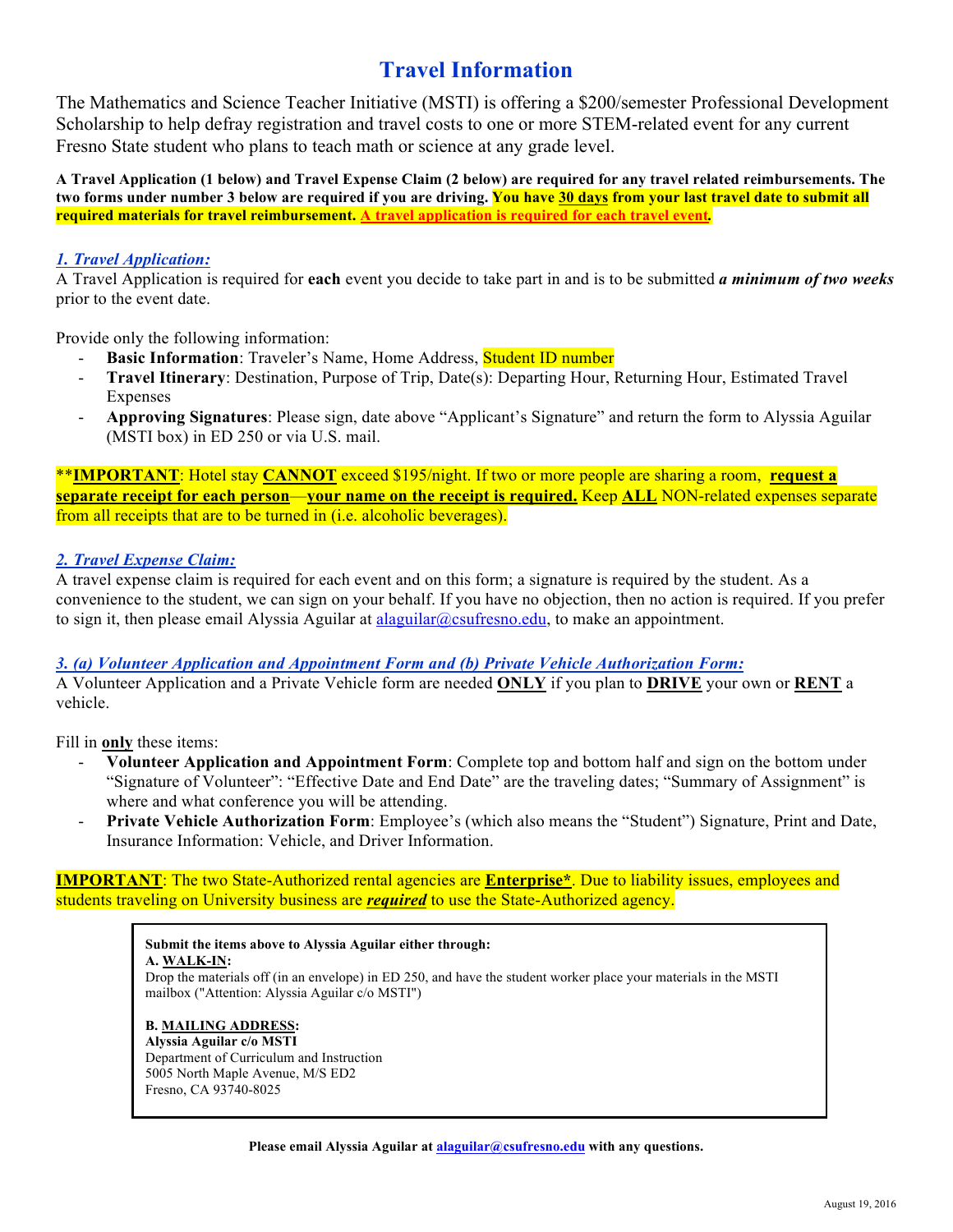# Travel Information

The Mathematics and Science Teacher Initiative (MSTI) is offering a $200/semester Professional Development Scholarship to help defray registration and travel costs to one or more STEM-related event for any current Fresno State student who plans to teach math or science at any grade level.

**A Travel Application (1 below) and Travel Expense Claim (2 below) are required for any travel related reimbursements. The two forms under number 3 below are required if you are driving. You have 30 days from your last travel date to submit all required materials for travel reimbursement. A travel application is required for each travel event.**

## *1. Travel Application:*

A Travel Application is required for **each** event you decide to take part in and is to be submitted ***a minimum of two weeks*** prior to the event date.

Provide only the following information:

- **Basic Information**: Traveler's Name, Home Address, Student ID number
- **Travel Itinerary**: Destination, Purpose of Trip, Date(s): Departing Hour, Returning Hour, Estimated Travel Expenses
- **Approving Signatures**: Please sign, date above "Applicant's Signature" and return the form to Alyssia Aguilar (MSTI box) in ED 250 or via U.S. mail.

**IMPORTANT**: Hotel stay **CANNOT** exceed $195/night. If two or more people are sharing a room, **request a separate receipt for each person**—**your name on the receipt is required.** Keep **ALL** NON-related expenses separate from all receipts that are to be turned in (i.e. alcoholic beverages).

## *2. Travel Expense Claim:*

A travel expense claim is required for each event and on this form; a signature is required by the student. As a convenience to the student, we can sign on your behalf. If you have no objection, then no action is required. If you prefer to sign it, then please email Alyssia Aguilar at alaguilar@csufresno.edu, to make an appointment.

## *3. (a) Volunteer Application and Appointment Form and (b) Private Vehicle Authorization Form:*

A Volunteer Application and a Private Vehicle form are needed **ONLY** if you plan to **DRIVE** your own or **RENT** a vehicle.

Fill in **only** these items:

- **Volunteer Application and Appointment Form**: Complete top and bottom half and sign on the bottom under "Signature of Volunteer": "Effective Date and End Date" are the traveling dates; "Summary of Assignment" is where and what conference you will be attending.
- **Private Vehicle Authorization Form**: Employee's (which also means the "Student") Signature, Print and Date, Insurance Information: Vehicle, and Driver Information.

**IMPORTANT**: The two State-Authorized rental agencies are **Enterprise***. Due to liability issues, employees and students traveling on University business are ***required*** to use the State-Authorized agency.

**Submit the items above to Alyssia Aguilar either through:**

**A. WALK-IN:**
Drop the materials off (in an envelope) in ED 250, and have the student worker place your materials in the MSTI mailbox ("Attention: Alyssia Aguilar c/o MSTI")

**B. MAILING ADDRESS:**
**Alyssia Aguilar c/o MSTI**
Department of Curriculum and Instruction
5005 North Maple Avenue, M/S ED2
Fresno, CA 93740-8025

**Please email Alyssia Aguilar at alaguilar@csufresno.edu with any questions.**

August 19, 2016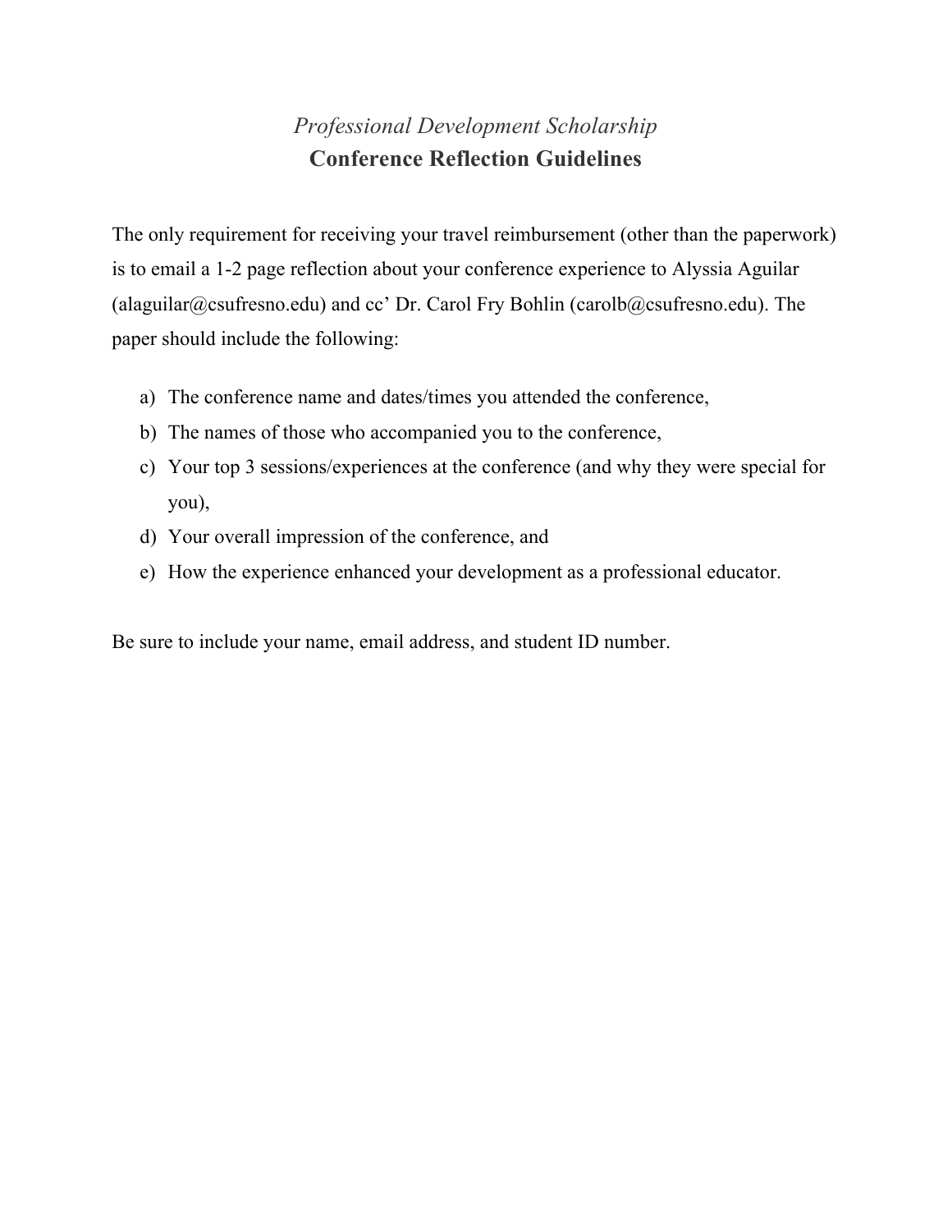*Professional Development Scholarship*

# Conference Reflection Guidelines

The only requirement for receiving your travel reimbursement (other than the paperwork) is to email a 1-2 page reflection about your conference experience to Alyssia Aguilar (alaguilar@csufresno.edu) and cc' Dr. Carol Fry Bohlin (carolb@csufresno.edu). The paper should include the following:

a) The conference name and dates/times you attended the conference,
b) The names of those who accompanied you to the conference,
c) Your top 3 sessions/experiences at the conference (and why they were special for you),
d) Your overall impression of the conference, and
e) How the experience enhanced your development as a professional educator.

Be sure to include your name, email address, and student ID number.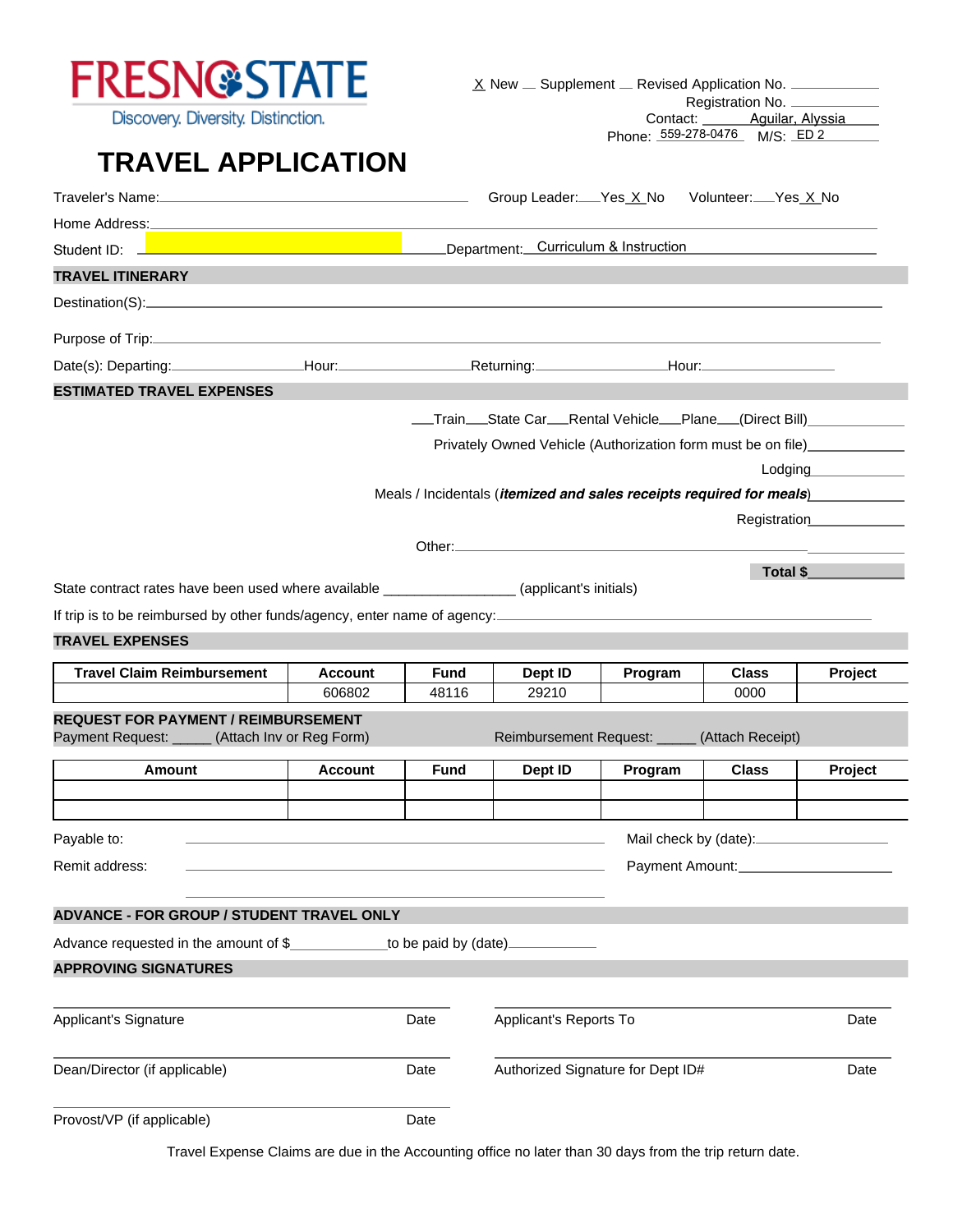FRESNO STATE

Discovery. Diversity. Distinction.

X New __ Supplement __ Revised Application No. ___________

Registration No. ___________

Contact: Aguilar, Alyssia

Phone: 559-278-0476 M/S: ED 2

# TRAVEL APPLICATION

Traveler's Name: ______________________________ Group Leader: __Yes X No Volunteer: __Yes X No

Home Address: ______________________________

Student ID: ______________________________ Department: Curriculum & Instruction

## TRAVEL ITINERARY

Destination(S): ______________________________

Purpose of Trip: ______________________________

Date(s): Departing: ____________ Hour: ____________ Returning: ____________ Hour: ____________

## ESTIMATED TRAVEL EXPENSES

__Train __State Car __Rental Vehicle __Plane __(Direct Bill) ____________

Privately Owned Vehicle (Authorization form must be on file) ____________

Lodging ____________

Meals / Incidentals (***itemized and sales receipts required for meals***) ____________

Registration ____________

Other: ______________________________ ____________

**Total $** ____________

State contract rates have been used where available ________________ (applicant's initials)

If trip is to be reimbursed by other funds/agency, enter name of agency: ______________________________

## TRAVEL EXPENSES

| Travel Claim Reimbursement | Account | Fund | Dept ID | Program | Class | Project |
|---|---|---|---|---|---|---|
| | 606802 | 48116 | 29210 | | 0000 | |

## REQUEST FOR PAYMENT / REIMBURSEMENT

Payment Request: _____ (Attach Inv or Reg Form) Reimbursement Request: _____ (Attach Receipt)

| Amount | Account | Fund | Dept ID | Program | Class | Project |
|---|---|---|---|---|---|---|
| | | | | | | |
| | | | | | | |

Payable to: ______________________________ Mail check by (date): ____________

Remit address: ______________________________ Payment Amount: ____________

______________________________

## ADVANCE - FOR GROUP / STUDENT TRAVEL ONLY

Advance requested in the amount of $ ____________ to be paid by (date) ____________

## APPROVING SIGNATURES

______________________________ ______________________________

Applicant's Signature Date Applicant's Reports To Date

______________________________ ______________________________

Dean/Director (if applicable) Date Authorized Signature for Dept ID# Date

______________________________

Provost/VP (if applicable) Date

Travel Expense Claims are due in the Accounting office no later than 30 days from the trip return date.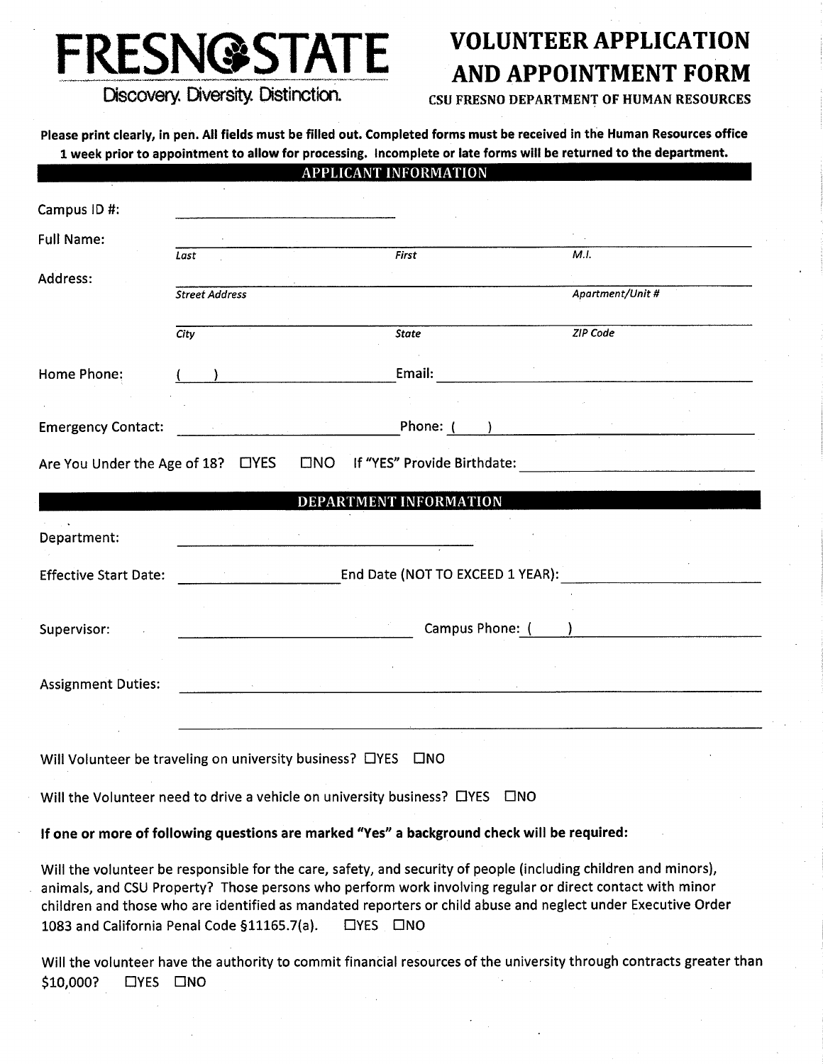# FRESNO STATE

Discovery. Diversity. Distinction.

# VOLUNTEER APPLICATION AND APPOINTMENT FORM

CSU FRESNO DEPARTMENT OF HUMAN RESOURCES

**Please print clearly, in pen. All fields must be filled out. Completed forms must be received in the Human Resources office 1 week prior to appointment to allow for processing. Incomplete or late forms will be returned to the department.**

## APPLICANT INFORMATION

Campus ID #: ____________________

Full Name: ____________________ ____________________ ____________________

*Last* *First* *M.I.*

Address: ____________________ ____________________

*Street Address* *Apartment/Unit #*

____________________ ____________________ ____________________

*City* *State* *ZIP Code*

Home Phone: (    ) ____________________ Email: ____________________

Emergency Contact: ____________________ Phone: (    ) ____________________

Are You Under the Age of 18? ☐YES ☐NO If "YES" Provide Birthdate: ____________________

## DEPARTMENT INFORMATION

Department: ____________________

Effective Start Date: ____________________ End Date (NOT TO EXCEED 1 YEAR): ____________________

Supervisor: ____________________ Campus Phone: (    ) ____________________

Assignment Duties: ____________________

____________________

Will Volunteer be traveling on university business? ☐YES ☐NO

Will the Volunteer need to drive a vehicle on university business? ☐YES ☐NO

**If one or more of following questions are marked "Yes" a background check will be required:**

Will the volunteer be responsible for the care, safety, and security of people (including children and minors), animals, and CSU Property? Those persons who perform work involving regular or direct contact with minor children and those who are identified as mandated reporters or child abuse and neglect under Executive Order 1083 and California Penal Code §11165.7(a). ☐YES ☐NO

Will the volunteer have the authority to commit financial resources of the university through contracts greater than $10,000? ☐YES ☐NO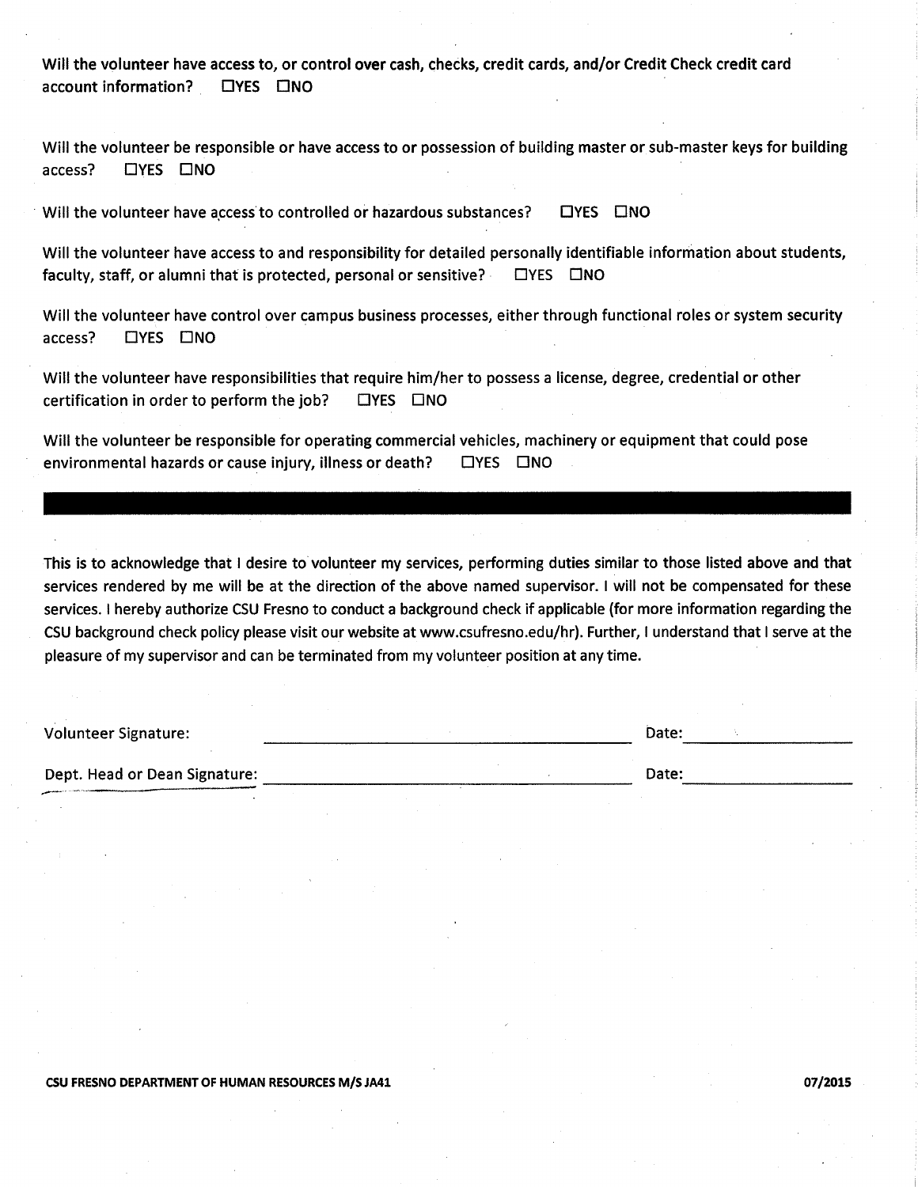**Will the volunteer have access to, or control over cash, checks, credit cards, and/or Credit Check credit card account information?** ☐YES ☐NO

Will the volunteer be responsible or have access to or possession of building master or sub-master keys for building access? ☐YES ☐NO

Will the volunteer have access to controlled or hazardous substances? ☐YES ☐NO

Will the volunteer have access to and responsibility for detailed personally identifiable information about students, faculty, staff, or alumni that is protected, personal or sensitive? ☐YES ☐NO

Will the volunteer have control over campus business processes, either through functional roles or system security access? ☐YES ☐NO

Will the volunteer have responsibilities that require him/her to possess a license, degree, credential or other certification in order to perform the job? ☐YES ☐NO

Will the volunteer be responsible for operating commercial vehicles, machinery or equipment that could pose environmental hazards or cause injury, illness or death? ☐YES ☐NO

---

**This is to acknowledge that I desire to volunteer my services, performing duties similar to those listed above and that services rendered by me will be at the direction of the above named supervisor. I will not be compensated for these services. I hereby authorize CSU Fresno to conduct a background check if applicable (for more information regarding the CSU background check policy please visit our website at www.csufresno.edu/hr). Further, I understand that I serve at the pleasure of my supervisor and can be terminated from my volunteer position at any time.**

Volunteer Signature: ______________________________ Date: ______________

Dept. Head or Dean Signature: ______________________________ Date: ______________

**CSU FRESNO DEPARTMENT OF HUMAN RESOURCES M/S JA41** **07/2015**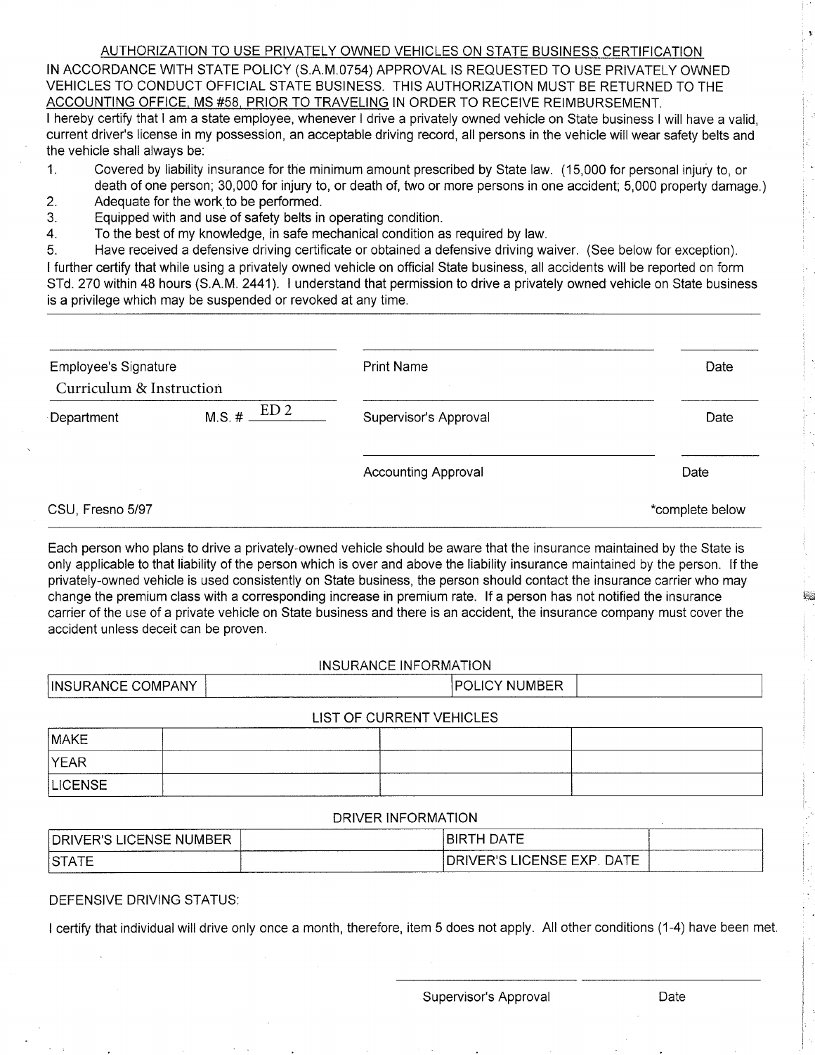## AUTHORIZATION TO USE PRIVATELY OWNED VEHICLES ON STATE BUSINESS CERTIFICATION

IN ACCORDANCE WITH STATE POLICY (S.A.M.0754) APPROVAL IS REQUESTED TO USE PRIVATELY OWNED VEHICLES TO CONDUCT OFFICIAL STATE BUSINESS. THIS AUTHORIZATION MUST BE RETURNED TO THE ACCOUNTING OFFICE, MS #58, PRIOR TO TRAVELING IN ORDER TO RECEIVE REIMBURSEMENT.

I hereby certify that I am a state employee, whenever I drive a privately owned vehicle on State business I will have a valid, current driver's license in my possession, an acceptable driving record, all persons in the vehicle will wear safety belts and the vehicle shall always be:

1. Covered by liability insurance for the minimum amount prescribed by State law. (15,000 for personal injury to, or death of one person; 30,000 for injury to, or death of, two or more persons in one accident; 5,000 property damage.)
2. Adequate for the work to be performed.
3. Equipped with and use of safety belts in operating condition.
4. To the best of my knowledge, in safe mechanical condition as required by law.
5. Have received a defensive driving certificate or obtained a defensive driving waiver. (See below for exception).

I further certify that while using a privately owned vehicle on official State business, all accidents will be reported on form STd. 270 within 48 hours (S.A.M. 2441). I understand that permission to drive a privately owned vehicle on State business is a privilege which may be suspended or revoked at any time.

______________________ Employee's Signature ______________________ Print Name __________ Date

Curriculum & Instruction
Department M.S. # ED 2 ______________________ Supervisor's Approval __________ Date

______________________ Accounting Approval __________ Date

CSU, Fresno 5/97 *complete below

Each person who plans to drive a privately-owned vehicle should be aware that the insurance maintained by the State is only applicable to that liability of the person which is over and above the liability insurance maintained by the person. If the privately-owned vehicle is used consistently on State business, the person should contact the insurance carrier who may change the premium class with a corresponding increase in premium rate. If a person has not notified the insurance carrier of the use of a private vehicle on State business and there is an accident, the insurance company must cover the accident unless deceit can be proven.

### INSURANCE INFORMATION

| INSURANCE COMPANY | | POLICY NUMBER | |
|---|---|---|---|

### LIST OF CURRENT VEHICLES

| MAKE | | | |
|---|---|---|---|
| YEAR | | | |
| LICENSE | | | |

### DRIVER INFORMATION

| DRIVER'S LICENSE NUMBER | | BIRTH DATE | |
|---|---|---|---|
| STATE | | DRIVER'S LICENSE EXP. DATE | |

DEFENSIVE DRIVING STATUS:

I certify that individual will drive only once a month, therefore, item 5 does not apply. All other conditions (1-4) have been met.

______________________ Supervisor's Approval __________ Date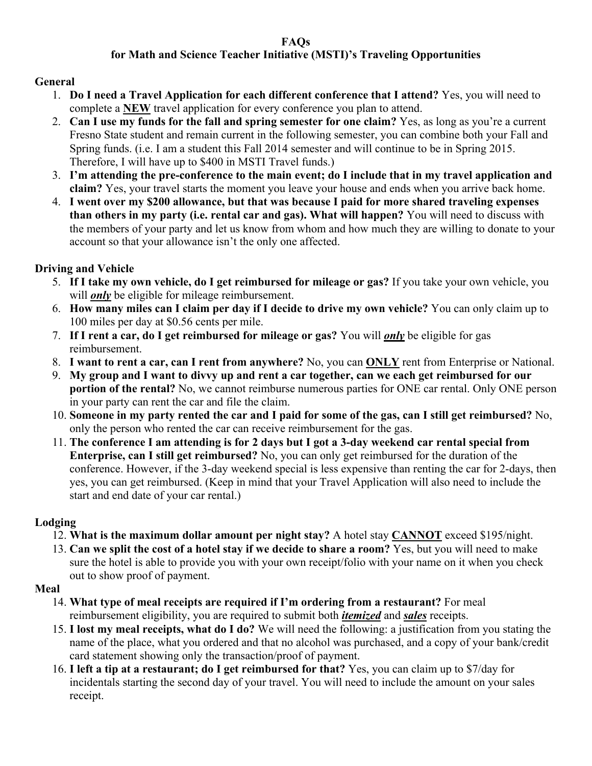**FAQs**

**for Math and Science Teacher Initiative (MSTI)'s Traveling Opportunities**

## General

1. **Do I need a Travel Application for each different conference that I attend?** Yes, you will need to complete a **NEW** travel application for every conference you plan to attend.
2. **Can I use my funds for the fall and spring semester for one claim?** Yes, as long as you're a current Fresno State student and remain current in the following semester, you can combine both your Fall and Spring funds. (i.e. I am a student this Fall 2014 semester and will continue to be in Spring 2015. Therefore, I will have up to $400 in MSTI Travel funds.)
3. **I'm attending the pre-conference to the main event; do I include that in my travel application and claim?** Yes, your travel starts the moment you leave your house and ends when you arrive back home.
4. **I went over my $200 allowance, but that was because I paid for more shared traveling expenses than others in my party (i.e. rental car and gas). What will happen?** You will need to discuss with the members of your party and let us know from whom and how much they are willing to donate to your account so that your allowance isn't the only one affected.

## Driving and Vehicle

5. **If I take my own vehicle, do I get reimbursed for mileage or gas?** If you take your own vehicle, you will ***only*** be eligible for mileage reimbursement.
6. **How many miles can I claim per day if I decide to drive my own vehicle?** You can only claim up to 100 miles per day at $0.56 cents per mile.
7. **If I rent a car, do I get reimbursed for mileage or gas?** You will ***only*** be eligible for gas reimbursement.
8. **I want to rent a car, can I rent from anywhere?** No, you can **ONLY** rent from Enterprise or National.
9. **My group and I want to divvy up and rent a car together, can we each get reimbursed for our portion of the rental?** No, we cannot reimburse numerous parties for ONE car rental. Only ONE person in your party can rent the car and file the claim.
10. **Someone in my party rented the car and I paid for some of the gas, can I still get reimbursed?** No, only the person who rented the car can receive reimbursement for the gas.
11. **The conference I am attending is for 2 days but I got a 3-day weekend car rental special from Enterprise, can I still get reimbursed?** No, you can only get reimbursed for the duration of the conference. However, if the 3-day weekend special is less expensive than renting the car for 2-days, then yes, you can get reimbursed. (Keep in mind that your Travel Application will also need to include the start and end date of your car rental.)

## Lodging

12. **What is the maximum dollar amount per night stay?** A hotel stay **CANNOT** exceed $195/night.
13. **Can we split the cost of a hotel stay if we decide to share a room?** Yes, but you will need to make sure the hotel is able to provide you with your own receipt/folio with your name on it when you check out to show proof of payment.

## Meal

14. **What type of meal receipts are required if I'm ordering from a restaurant?** For meal reimbursement eligibility, you are required to submit both ***itemized*** and ***sales*** receipts.
15. **I lost my meal receipts, what do I do?** We will need the following: a justification from you stating the name of the place, what you ordered and that no alcohol was purchased, and a copy of your bank/credit card statement showing only the transaction/proof of payment.
16. **I left a tip at a restaurant; do I get reimbursed for that?** Yes, you can claim up to $7/day for incidentals starting the second day of your travel. You will need to include the amount on your sales receipt.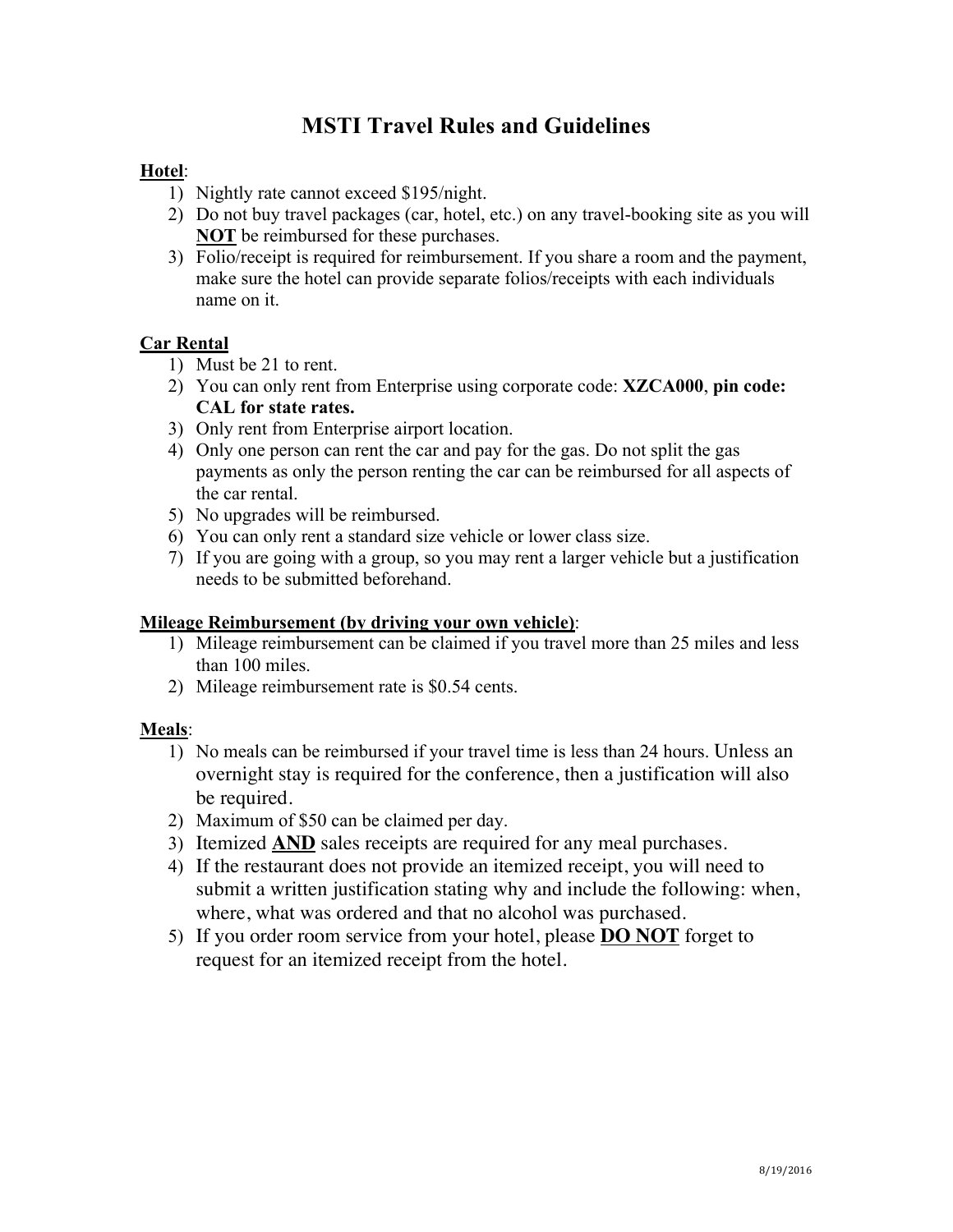# MSTI Travel Rules and Guidelines

**Hotel**:

1) Nightly rate cannot exceed $195/night.
2) Do not buy travel packages (car, hotel, etc.) on any travel-booking site as you will **NOT** be reimbursed for these purchases.
3) Folio/receipt is required for reimbursement. If you share a room and the payment, make sure the hotel can provide separate folios/receipts with each individuals name on it.

**Car Rental**

1) Must be 21 to rent.
2) You can only rent from Enterprise using corporate code: **XZCA000**, **pin code: CAL for state rates.**
3) Only rent from Enterprise airport location.
4) Only one person can rent the car and pay for the gas. Do not split the gas payments as only the person renting the car can be reimbursed for all aspects of the car rental.
5) No upgrades will be reimbursed.
6) You can only rent a standard size vehicle or lower class size.
7) If you are going with a group, so you may rent a larger vehicle but a justification needs to be submitted beforehand.

**Mileage Reimbursement (by driving your own vehicle)**:

1) Mileage reimbursement can be claimed if you travel more than 25 miles and less than 100 miles.
2) Mileage reimbursement rate is $0.54 cents.

**Meals**:

1) No meals can be reimbursed if your travel time is less than 24 hours. Unless an overnight stay is required for the conference, then a justification will also be required.
2) Maximum of $50 can be claimed per day.
3) Itemized **AND** sales receipts are required for any meal purchases.
4) If the restaurant does not provide an itemized receipt, you will need to submit a written justification stating why and include the following: when, where, what was ordered and that no alcohol was purchased.
5) If you order room service from your hotel, please **DO NOT** forget to request for an itemized receipt from the hotel.

8/19/2016